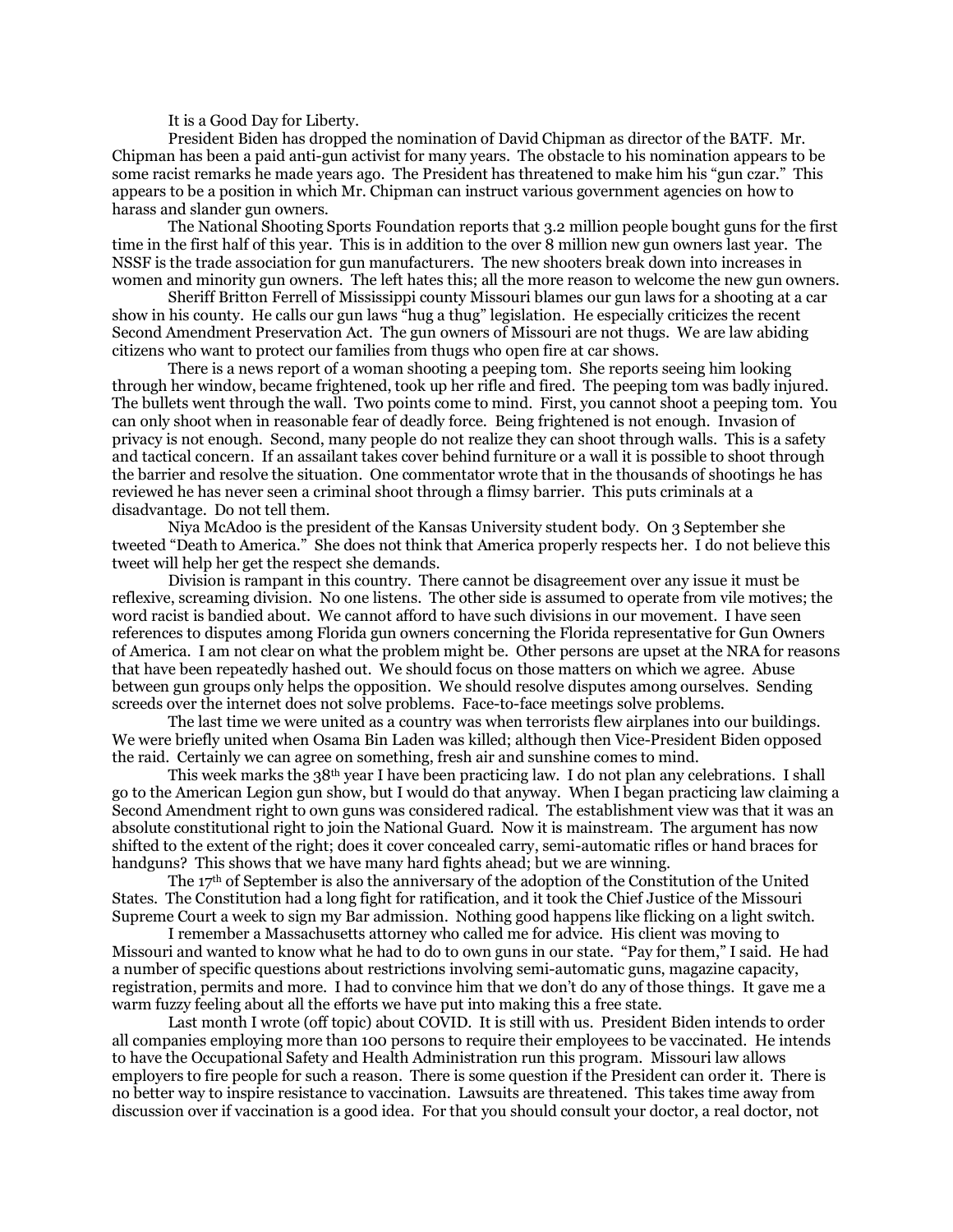It is a Good Day for Liberty.

President Biden has dropped the nomination of David Chipman as director of the BATF. Mr. Chipman has been a paid anti-gun activist for many years. The obstacle to his nomination appears to be some racist remarks he made years ago. The President has threatened to make him his "gun czar." This appears to be a position in which Mr. Chipman can instruct various government agencies on how to harass and slander gun owners.

The National Shooting Sports Foundation reports that 3.2 million people bought guns for the first time in the first half of this year. This is in addition to the over 8 million new gun owners last year. The NSSF is the trade association for gun manufacturers. The new shooters break down into increases in women and minority gun owners. The left hates this; all the more reason to welcome the new gun owners.

Sheriff Britton Ferrell of Mississippi county Missouri blames our gun laws for a shooting at a car show in his county. He calls our gun laws "hug a thug" legislation. He especially criticizes the recent Second Amendment Preservation Act. The gun owners of Missouri are not thugs. We are law abiding citizens who want to protect our families from thugs who open fire at car shows.

There is a news report of a woman shooting a peeping tom. She reports seeing him looking through her window, became frightened, took up her rifle and fired. The peeping tom was badly injured. The bullets went through the wall. Two points come to mind. First, you cannot shoot a peeping tom. You can only shoot when in reasonable fear of deadly force. Being frightened is not enough. Invasion of privacy is not enough. Second, many people do not realize they can shoot through walls. This is a safety and tactical concern. If an assailant takes cover behind furniture or a wall it is possible to shoot through the barrier and resolve the situation. One commentator wrote that in the thousands of shootings he has reviewed he has never seen a criminal shoot through a flimsy barrier. This puts criminals at a disadvantage. Do not tell them.

Niya McAdoo is the president of the Kansas University student body. On 3 September she tweeted "Death to America." She does not think that America properly respects her. I do not believe this tweet will help her get the respect she demands.

Division is rampant in this country. There cannot be disagreement over any issue it must be reflexive, screaming division. No one listens. The other side is assumed to operate from vile motives; the word racist is bandied about. We cannot afford to have such divisions in our movement. I have seen references to disputes among Florida gun owners concerning the Florida representative for Gun Owners of America. I am not clear on what the problem might be. Other persons are upset at the NRA for reasons that have been repeatedly hashed out. We should focus on those matters on which we agree. Abuse between gun groups only helps the opposition. We should resolve disputes among ourselves. Sending screeds over the internet does not solve problems. Face-to-face meetings solve problems.

The last time we were united as a country was when terrorists flew airplanes into our buildings. We were briefly united when Osama Bin Laden was killed; although then Vice-President Biden opposed the raid. Certainly we can agree on something, fresh air and sunshine comes to mind.

This week marks the 38th year I have been practicing law. I do not plan any celebrations. I shall go to the American Legion gun show, but I would do that anyway. When I began practicing law claiming a Second Amendment right to own guns was considered radical. The establishment view was that it was an absolute constitutional right to join the National Guard. Now it is mainstream. The argument has now shifted to the extent of the right; does it cover concealed carry, semi-automatic rifles or hand braces for handguns? This shows that we have many hard fights ahead; but we are winning.

The 17th of September is also the anniversary of the adoption of the Constitution of the United States. The Constitution had a long fight for ratification, and it took the Chief Justice of the Missouri Supreme Court a week to sign my Bar admission. Nothing good happens like flicking on a light switch.

I remember a Massachusetts attorney who called me for advice. His client was moving to Missouri and wanted to know what he had to do to own guns in our state. "Pay for them," I said. He had a number of specific questions about restrictions involving semi-automatic guns, magazine capacity, registration, permits and more. I had to convince him that we don't do any of those things. It gave me a warm fuzzy feeling about all the efforts we have put into making this a free state.

Last month I wrote (off topic) about COVID. It is still with us. President Biden intends to order all companies employing more than 100 persons to require their employees to be vaccinated. He intends to have the Occupational Safety and Health Administration run this program. Missouri law allows employers to fire people for such a reason. There is some question if the President can order it. There is no better way to inspire resistance to vaccination. Lawsuits are threatened. This takes time away from discussion over if vaccination is a good idea. For that you should consult your doctor, a real doctor, not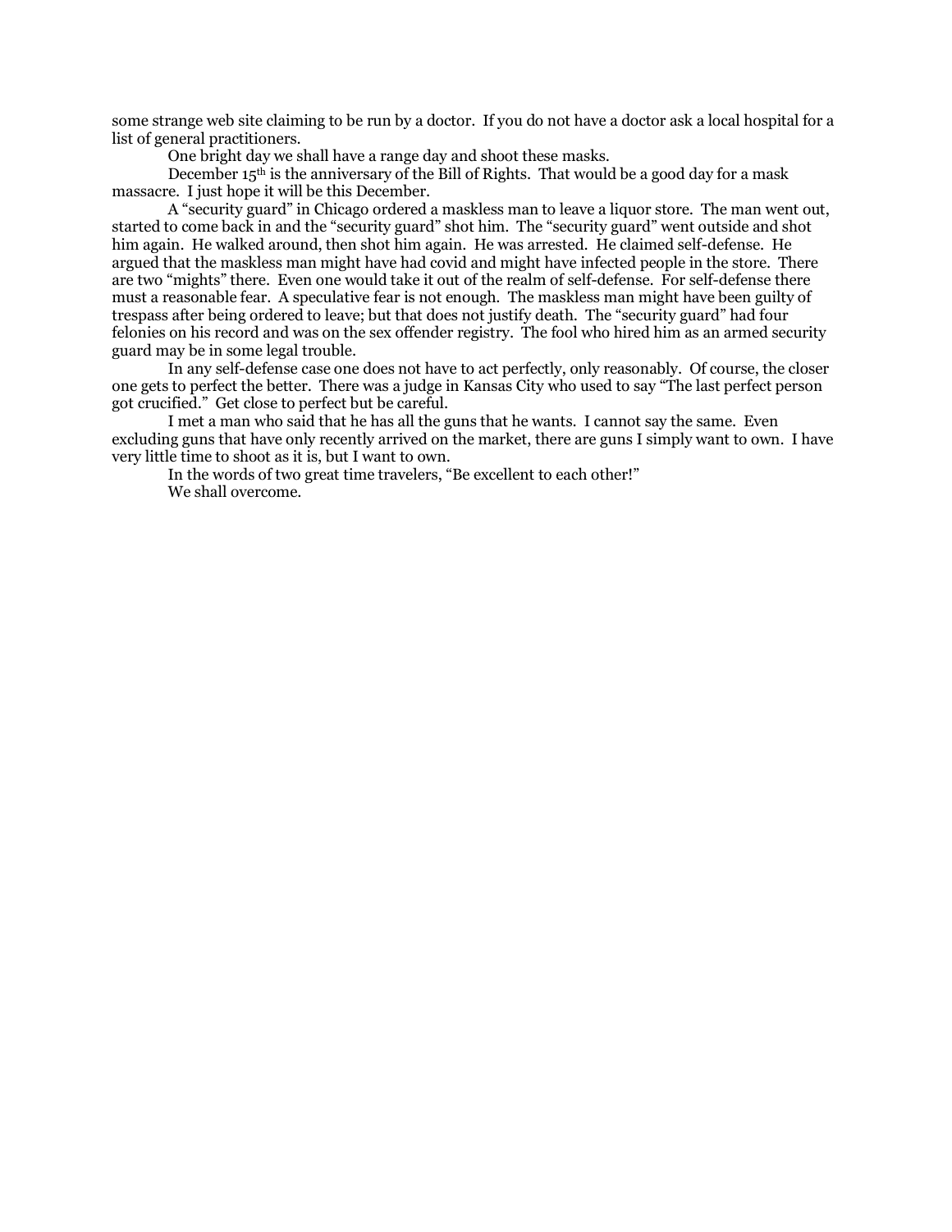some strange web site claiming to be run by a doctor. If you do not have a doctor ask a local hospital for a list of general practitioners.

One bright day we shall have a range day and shoot these masks.

December 15th is the anniversary of the Bill of Rights. That would be a good day for a mask massacre. I just hope it will be this December.

A "security guard" in Chicago ordered a maskless man to leave a liquor store. The man went out, started to come back in and the "security guard" shot him. The "security guard" went outside and shot him again. He walked around, then shot him again. He was arrested. He claimed self-defense. He argued that the maskless man might have had covid and might have infected people in the store. There are two "mights" there. Even one would take it out of the realm of self-defense. For self-defense there must a reasonable fear. A speculative fear is not enough. The maskless man might have been guilty of trespass after being ordered to leave; but that does not justify death. The "security guard" had four felonies on his record and was on the sex offender registry. The fool who hired him as an armed security guard may be in some legal trouble.

In any self-defense case one does not have to act perfectly, only reasonably. Of course, the closer one gets to perfect the better. There was a judge in Kansas City who used to say "The last perfect person got crucified." Get close to perfect but be careful.

I met a man who said that he has all the guns that he wants. I cannot say the same. Even excluding guns that have only recently arrived on the market, there are guns I simply want to own. I have very little time to shoot as it is, but I want to own.

In the words of two great time travelers, "Be excellent to each other!"

We shall overcome.